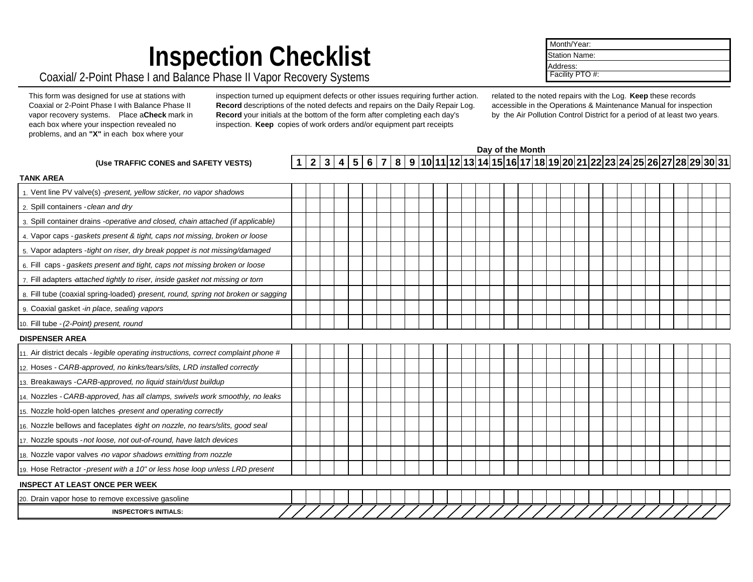# Inspection Checklist

Coaxial/ 2-Point Phase I and Balance Phase II Vapor Recovery Systems

| Month/Year: |
|---|
| Station Name: |
| Address: |
| Facility PTO #: |

This form was designed for use at stations with Coaxial or 2-Point Phase I with Balance Phase II vapor recovery systems. Place a **Check** mark in each box where your inspection revealed no problems, and an **"X"** in each box where your inspection turned up equipment defects or other issues requiring further action. **Record** descriptions of the noted defects and repairs on the Daily Repair Log. **Record** your initials at the bottom of the form after completing each day's inspection. **Keep** copies of work orders and/or equipment part receipts related to the noted repairs with the Log. **Keep** these records accessible in the Operations & Maintenance Manual for inspection by the Air Pollution Control District for a period of at least two years.

| | Day of the Month | | | | | | | | | | | | | | | | | | | | | | | | | | | | | | |
|---|---|---|---|---|---|---|---|---|---|---|---|---|---|---|---|---|---|---|---|---|---|---|---|---|---|---|---|---|---|---|---|
| **(Use TRAFFIC CONES and SAFETY VESTS)** | **1** | **2** | **3** | **4** | **5** | **6** | **7** | **8** | **9** | **10** | **11** | **12** | **13** | **14** | **15** | **16** | **17** | **18** | **19** | **20** | **21** | **22** | **23** | **24** | **25** | **26** | **27** | **28** | **29** | **30** | **31** |
| **TANK AREA** | | | | | | | | | | | | | | | | | | | | | | | | | | | | | | | |
| 1. Vent line PV valve(s) -*present, yellow sticker, no vapor shadows* | | | | | | | | | | | | | | | | | | | | | | | | | | | | | | | |
| 2. Spill containers -*clean and dry* | | | | | | | | | | | | | | | | | | | | | | | | | | | | | | | |
| 3. Spill container drains -*operative and closed, chain attached (if applicable)* | | | | | | | | | | | | | | | | | | | | | | | | | | | | | | | |
| 4. Vapor caps -*gaskets present & tight, caps not missing, broken or loose* | | | | | | | | | | | | | | | | | | | | | | | | | | | | | | | |
| 5. Vapor adapters -*tight on riser, dry break poppet is not missing/damaged* | | | | | | | | | | | | | | | | | | | | | | | | | | | | | | | |
| 6. Fill caps -*gaskets present and tight, caps not missing broken or loose* | | | | | | | | | | | | | | | | | | | | | | | | | | | | | | | |
| 7. Fill adapters -*attached tightly to riser, inside gasket not missing or torn* | | | | | | | | | | | | | | | | | | | | | | | | | | | | | | | |
| 8. Fill tube (coaxial spring-loaded) -*present, round, spring not broken or sagging* | | | | | | | | | | | | | | | | | | | | | | | | | | | | | | | |
| 9. Coaxial gasket -*in place, sealing vapors* | | | | | | | | | | | | | | | | | | | | | | | | | | | | | | | |
| 10. Fill tube -*(2-Point) present, round* | | | | | | | | | | | | | | | | | | | | | | | | | | | | | | | |
| **DISPENSER AREA** | | | | | | | | | | | | | | | | | | | | | | | | | | | | | | | |
| 11. Air district decals -*legible operating instructions, correct complaint phone #* | | | | | | | | | | | | | | | | | | | | | | | | | | | | | | | |
| 12. Hoses -*CARB-approved, no kinks/tears/slits, LRD installed correctly* | | | | | | | | | | | | | | | | | | | | | | | | | | | | | | | |
| 13. Breakaways -*CARB-approved, no liquid stain/dust buildup* | | | | | | | | | | | | | | | | | | | | | | | | | | | | | | | |
| 14. Nozzles -*CARB-approved, has all clamps, swivels work smoothly, no leaks* | | | | | | | | | | | | | | | | | | | | | | | | | | | | | | | |
| 15. Nozzle hold-open latches -*present and operating correctly* | | | | | | | | | | | | | | | | | | | | | | | | | | | | | | | |
| 16. Nozzle bellows and faceplates -*tight on nozzle, no tears/slits, good seal* | | | | | | | | | | | | | | | | | | | | | | | | | | | | | | | |
| 17. Nozzle spouts -*not loose, not out-of-round, have latch devices* | | | | | | | | | | | | | | | | | | | | | | | | | | | | | | | |
| 18. Nozzle vapor valves -*no vapor shadows emitting from nozzle* | | | | | | | | | | | | | | | | | | | | | | | | | | | | | | | |
| 19. Hose Retractor -*present with a 10" or less hose loop unless LRD present* | | | | | | | | | | | | | | | | | | | | | | | | | | | | | | | |
| **INSPECT AT LEAST ONCE PER WEEK** | | | | | | | | | | | | | | | | | | | | | | | | | | | | | | | |
| 20. Drain vapor hose to remove excessive gasoline | | | | | | | | | | | | | | | | | | | | | | | | | | | | | | | |
| **INSPECTOR'S INITIALS:** | / | / | / | / | / | / | / | / | / | / | / | / | / | / | / | / | / | / | / | / | / | / | / | / | / | / | / | / | / | / | / |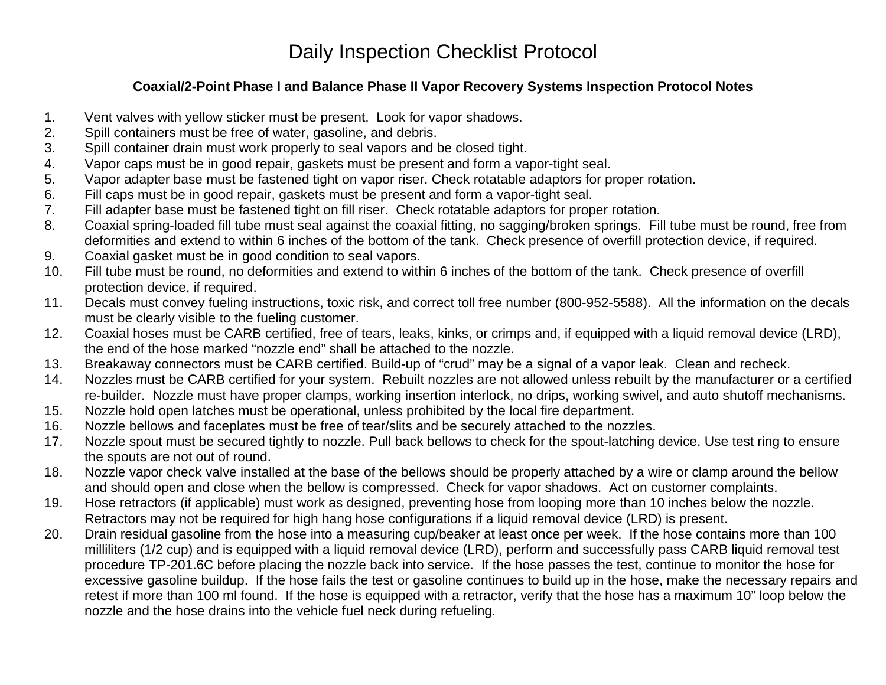# Daily Inspection Checklist Protocol

**Coaxial/2-Point Phase I and Balance Phase II Vapor Recovery Systems Inspection Protocol Notes**

1. Vent valves with yellow sticker must be present. Look for vapor shadows.
2. Spill containers must be free of water, gasoline, and debris.
3. Spill container drain must work properly to seal vapors and be closed tight.
4. Vapor caps must be in good repair, gaskets must be present and form a vapor-tight seal.
5. Vapor adapter base must be fastened tight on vapor riser. Check rotatable adaptors for proper rotation.
6. Fill caps must be in good repair, gaskets must be present and form a vapor-tight seal.
7. Fill adapter base must be fastened tight on fill riser. Check rotatable adaptors for proper rotation.
8. Coaxial spring-loaded fill tube must seal against the coaxial fitting, no sagging/broken springs. Fill tube must be round, free from deformities and extend to within 6 inches of the bottom of the tank. Check presence of overfill protection device, if required.
9. Coaxial gasket must be in good condition to seal vapors.
10. Fill tube must be round, no deformities and extend to within 6 inches of the bottom of the tank. Check presence of overfill protection device, if required.
11. Decals must convey fueling instructions, toxic risk, and correct toll free number (800-952-5588). All the information on the decals must be clearly visible to the fueling customer.
12. Coaxial hoses must be CARB certified, free of tears, leaks, kinks, or crimps and, if equipped with a liquid removal device (LRD), the end of the hose marked "nozzle end" shall be attached to the nozzle.
13. Breakaway connectors must be CARB certified. Build-up of "crud" may be a signal of a vapor leak. Clean and recheck.
14. Nozzles must be CARB certified for your system. Rebuilt nozzles are not allowed unless rebuilt by the manufacturer or a certified re-builder. Nozzle must have proper clamps, working insertion interlock, no drips, working swivel, and auto shutoff mechanisms.
15. Nozzle hold open latches must be operational, unless prohibited by the local fire department.
16. Nozzle bellows and faceplates must be free of tear/slits and be securely attached to the nozzles.
17. Nozzle spout must be secured tightly to nozzle. Pull back bellows to check for the spout-latching device. Use test ring to ensure the spouts are not out of round.
18. Nozzle vapor check valve installed at the base of the bellows should be properly attached by a wire or clamp around the bellow and should open and close when the bellow is compressed. Check for vapor shadows. Act on customer complaints.
19. Hose retractors (if applicable) must work as designed, preventing hose from looping more than 10 inches below the nozzle. Retractors may not be required for high hang hose configurations if a liquid removal device (LRD) is present.
20. Drain residual gasoline from the hose into a measuring cup/beaker at least once per week. If the hose contains more than 100 milliliters (1/2 cup) and is equipped with a liquid removal device (LRD), perform and successfully pass CARB liquid removal test procedure TP-201.6C before placing the nozzle back into service. If the hose passes the test, continue to monitor the hose for excessive gasoline buildup. If the hose fails the test or gasoline continues to build up in the hose, make the necessary repairs and retest if more than 100 ml found. If the hose is equipped with a retractor, verify that the hose has a maximum 10" loop below the nozzle and the hose drains into the vehicle fuel neck during refueling.